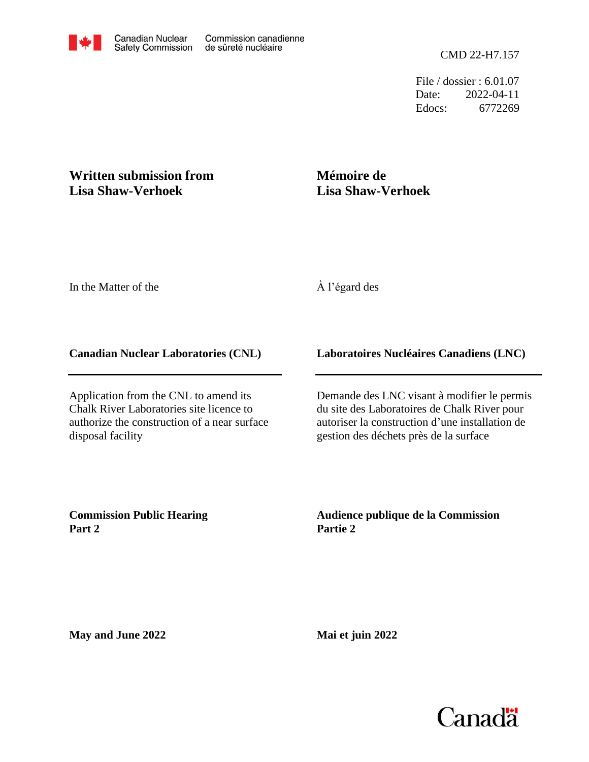Canadian Nuclear Safety Commission | Commission canadienne de sûreté nucléaire

CMD 22-H7.157

File / dossier : 6.01.07
Date: 2022-04-11
Edocs: 6772269

**Written submission from Lisa Shaw-Verhoek**

**Mémoire de Lisa Shaw-Verhoek**

In the Matter of the

À l'égard des

**Canadian Nuclear Laboratories (CNL)**

**Laboratoires Nucléaires Canadiens (LNC)**

Application from the CNL to amend its Chalk River Laboratories site licence to authorize the construction of a near surface disposal facility

Demande des LNC visant à modifier le permis du site des Laboratoires de Chalk River pour autoriser la construction d'une installation de gestion des déchets près de la surface

**Commission Public Hearing Part 2**

**Audience publique de la Commission Partie 2**

**May and June 2022**

**Mai et juin 2022**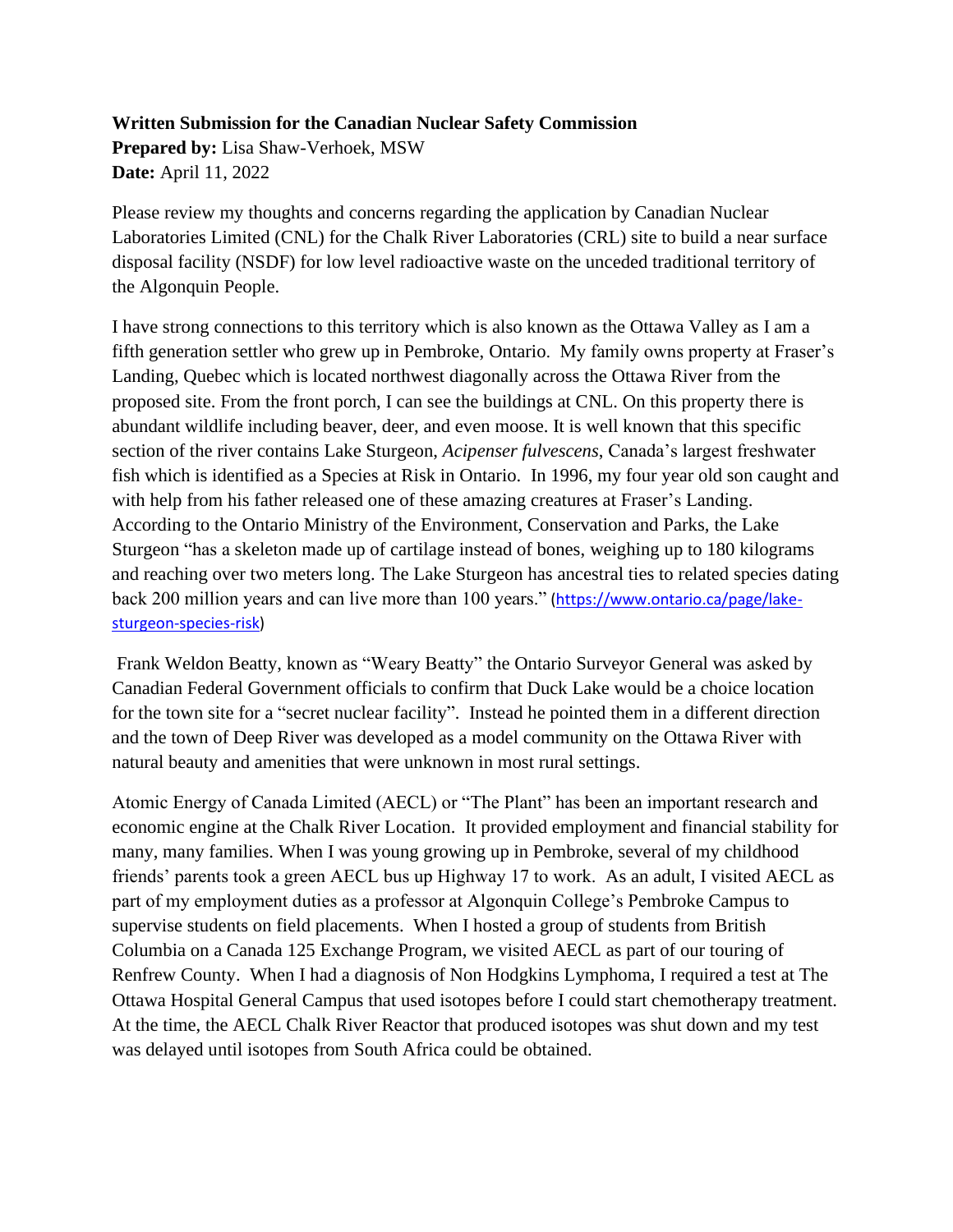**Written Submission for the Canadian Nuclear Safety Commission**
**Prepared by:** Lisa Shaw-Verhoek, MSW
**Date:** April 11, 2022

Please review my thoughts and concerns regarding the application by Canadian Nuclear Laboratories Limited (CNL) for the Chalk River Laboratories (CRL) site to build a near surface disposal facility (NSDF) for low level radioactive waste on the unceded traditional territory of the Algonquin People.

I have strong connections to this territory which is also known as the Ottawa Valley as I am a fifth generation settler who grew up in Pembroke, Ontario. My family owns property at Fraser's Landing, Quebec which is located northwest diagonally across the Ottawa River from the proposed site. From the front porch, I can see the buildings at CNL. On this property there is abundant wildlife including beaver, deer, and even moose. It is well known that this specific section of the river contains Lake Sturgeon, *Acipenser fulvescens*, Canada's largest freshwater fish which is identified as a Species at Risk in Ontario. In 1996, my four year old son caught and with help from his father released one of these amazing creatures at Fraser's Landing. According to the Ontario Ministry of the Environment, Conservation and Parks, the Lake Sturgeon "has a skeleton made up of cartilage instead of bones, weighing up to 180 kilograms and reaching over two meters long. The Lake Sturgeon has ancestral ties to related species dating back 200 million years and can live more than 100 years." (https://www.ontario.ca/page/lake-sturgeon-species-risk)

Frank Weldon Beatty, known as "Weary Beatty" the Ontario Surveyor General was asked by Canadian Federal Government officials to confirm that Duck Lake would be a choice location for the town site for a "secret nuclear facility". Instead he pointed them in a different direction and the town of Deep River was developed as a model community on the Ottawa River with natural beauty and amenities that were unknown in most rural settings.

Atomic Energy of Canada Limited (AECL) or "The Plant" has been an important research and economic engine at the Chalk River Location. It provided employment and financial stability for many, many families. When I was young growing up in Pembroke, several of my childhood friends' parents took a green AECL bus up Highway 17 to work. As an adult, I visited AECL as part of my employment duties as a professor at Algonquin College's Pembroke Campus to supervise students on field placements. When I hosted a group of students from British Columbia on a Canada 125 Exchange Program, we visited AECL as part of our touring of Renfrew County. When I had a diagnosis of Non Hodgkins Lymphoma, I required a test at The Ottawa Hospital General Campus that used isotopes before I could start chemotherapy treatment. At the time, the AECL Chalk River Reactor that produced isotopes was shut down and my test was delayed until isotopes from South Africa could be obtained.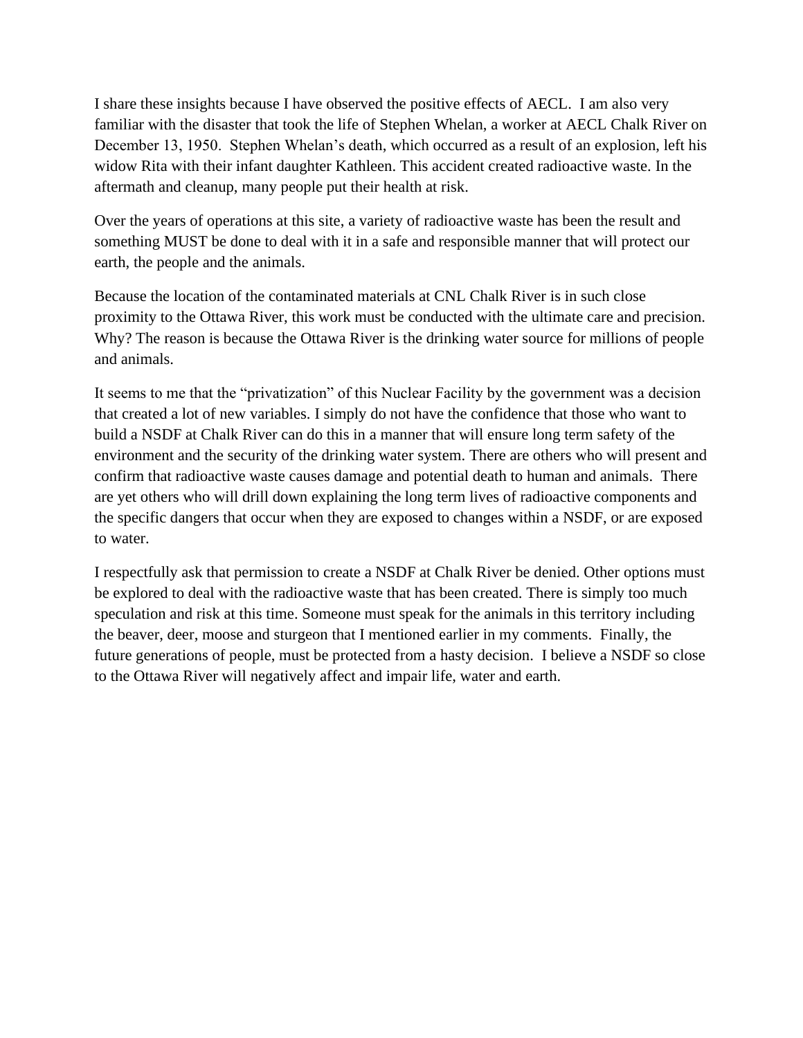I share these insights because I have observed the positive effects of AECL. I am also very familiar with the disaster that took the life of Stephen Whelan, a worker at AECL Chalk River on December 13, 1950. Stephen Whelan's death, which occurred as a result of an explosion, left his widow Rita with their infant daughter Kathleen. This accident created radioactive waste. In the aftermath and cleanup, many people put their health at risk.

Over the years of operations at this site, a variety of radioactive waste has been the result and something MUST be done to deal with it in a safe and responsible manner that will protect our earth, the people and the animals.

Because the location of the contaminated materials at CNL Chalk River is in such close proximity to the Ottawa River, this work must be conducted with the ultimate care and precision. Why? The reason is because the Ottawa River is the drinking water source for millions of people and animals.

It seems to me that the "privatization" of this Nuclear Facility by the government was a decision that created a lot of new variables. I simply do not have the confidence that those who want to build a NSDF at Chalk River can do this in a manner that will ensure long term safety of the environment and the security of the drinking water system. There are others who will present and confirm that radioactive waste causes damage and potential death to human and animals. There are yet others who will drill down explaining the long term lives of radioactive components and the specific dangers that occur when they are exposed to changes within a NSDF, or are exposed to water.

I respectfully ask that permission to create a NSDF at Chalk River be denied. Other options must be explored to deal with the radioactive waste that has been created. There is simply too much speculation and risk at this time. Someone must speak for the animals in this territory including the beaver, deer, moose and sturgeon that I mentioned earlier in my comments. Finally, the future generations of people, must be protected from a hasty decision. I believe a NSDF so close to the Ottawa River will negatively affect and impair life, water and earth.